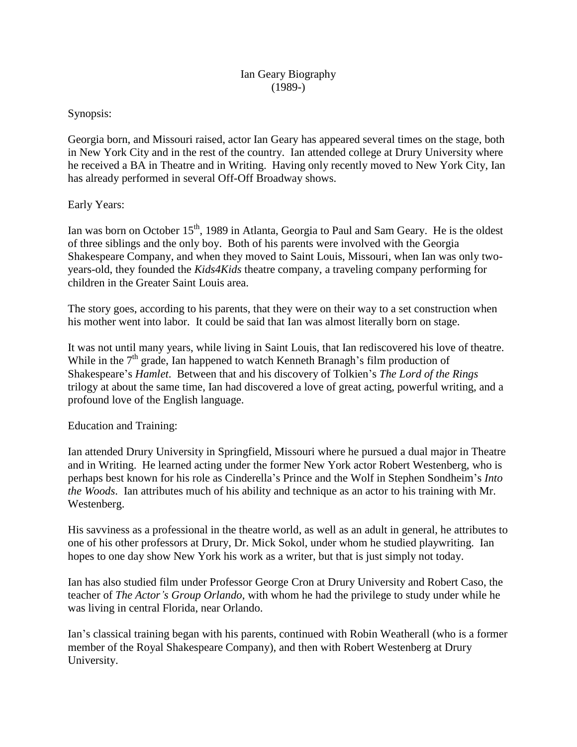# Ian Geary Biography
(1989-)

## Synopsis:

Georgia born, and Missouri raised, actor Ian Geary has appeared several times on the stage, both in New York City and in the rest of the country. Ian attended college at Drury University where he received a BA in Theatre and in Writing. Having only recently moved to New York City, Ian has already performed in several Off-Off Broadway shows.

## Early Years:

Ian was born on October 15th, 1989 in Atlanta, Georgia to Paul and Sam Geary. He is the oldest of three siblings and the only boy. Both of his parents were involved with the Georgia Shakespeare Company, and when they moved to Saint Louis, Missouri, when Ian was only two-years-old, they founded the *Kids4Kids* theatre company, a traveling company performing for children in the Greater Saint Louis area.

The story goes, according to his parents, that they were on their way to a set construction when his mother went into labor. It could be said that Ian was almost literally born on stage.

It was not until many years, while living in Saint Louis, that Ian rediscovered his love of theatre. While in the 7th grade, Ian happened to watch Kenneth Branagh's film production of Shakespeare's *Hamlet*. Between that and his discovery of Tolkien's *The Lord of the Rings* trilogy at about the same time, Ian had discovered a love of great acting, powerful writing, and a profound love of the English language.

## Education and Training:

Ian attended Drury University in Springfield, Missouri where he pursued a dual major in Theatre and in Writing. He learned acting under the former New York actor Robert Westenberg, who is perhaps best known for his role as Cinderella's Prince and the Wolf in Stephen Sondheim's *Into the Woods*. Ian attributes much of his ability and technique as an actor to his training with Mr. Westenberg.

His savviness as a professional in the theatre world, as well as an adult in general, he attributes to one of his other professors at Drury, Dr. Mick Sokol, under whom he studied playwriting. Ian hopes to one day show New York his work as a writer, but that is just simply not today.

Ian has also studied film under Professor George Cron at Drury University and Robert Caso, the teacher of *The Actor's Group Orlando*, with whom he had the privilege to study under while he was living in central Florida, near Orlando.

Ian's classical training began with his parents, continued with Robin Weatherall (who is a former member of the Royal Shakespeare Company), and then with Robert Westenberg at Drury University.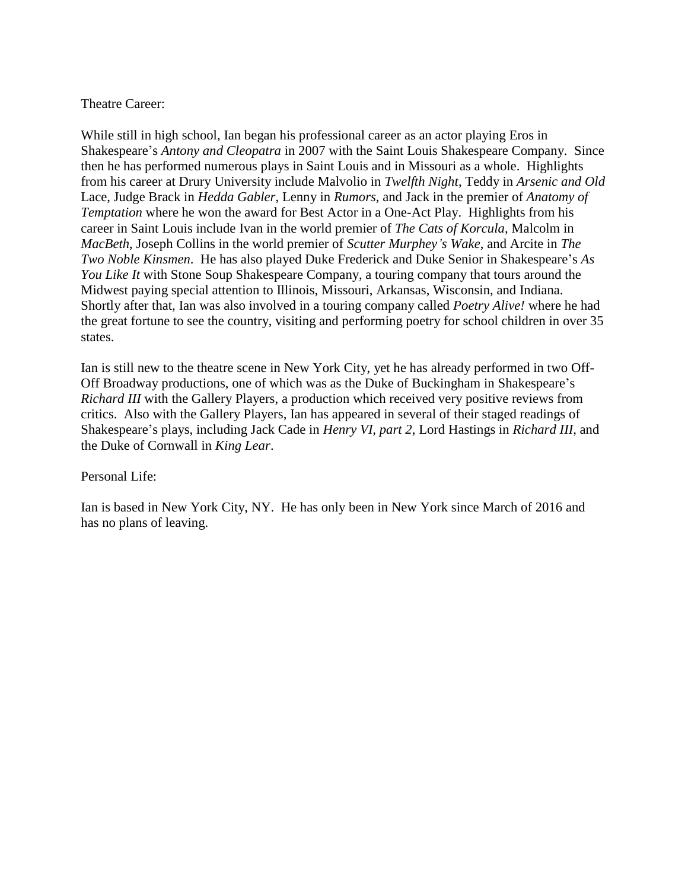Theatre Career:

While still in high school, Ian began his professional career as an actor playing Eros in Shakespeare's *Antony and Cleopatra* in 2007 with the Saint Louis Shakespeare Company. Since then he has performed numerous plays in Saint Louis and in Missouri as a whole. Highlights from his career at Drury University include Malvolio in *Twelfth Night*, Teddy in *Arsenic and Old* Lace, Judge Brack in *Hedda Gabler*, Lenny in *Rumors*, and Jack in the premier of *Anatomy of Temptation* where he won the award for Best Actor in a One-Act Play. Highlights from his career in Saint Louis include Ivan in the world premier of *The Cats of Korcula*, Malcolm in *MacBeth*, Joseph Collins in the world premier of *Scutter Murphey's Wake*, and Arcite in *The Two Noble Kinsmen*. He has also played Duke Frederick and Duke Senior in Shakespeare's *As You Like It* with Stone Soup Shakespeare Company, a touring company that tours around the Midwest paying special attention to Illinois, Missouri, Arkansas, Wisconsin, and Indiana. Shortly after that, Ian was also involved in a touring company called *Poetry Alive!* where he had the great fortune to see the country, visiting and performing poetry for school children in over 35 states.

Ian is still new to the theatre scene in New York City, yet he has already performed in two Off-Off Broadway productions, one of which was as the Duke of Buckingham in Shakespeare's *Richard III* with the Gallery Players, a production which received very positive reviews from critics. Also with the Gallery Players, Ian has appeared in several of their staged readings of Shakespeare's plays, including Jack Cade in *Henry VI, part 2*, Lord Hastings in *Richard III*, and the Duke of Cornwall in *King Lear*.

Personal Life:

Ian is based in New York City, NY. He has only been in New York since March of 2016 and has no plans of leaving.